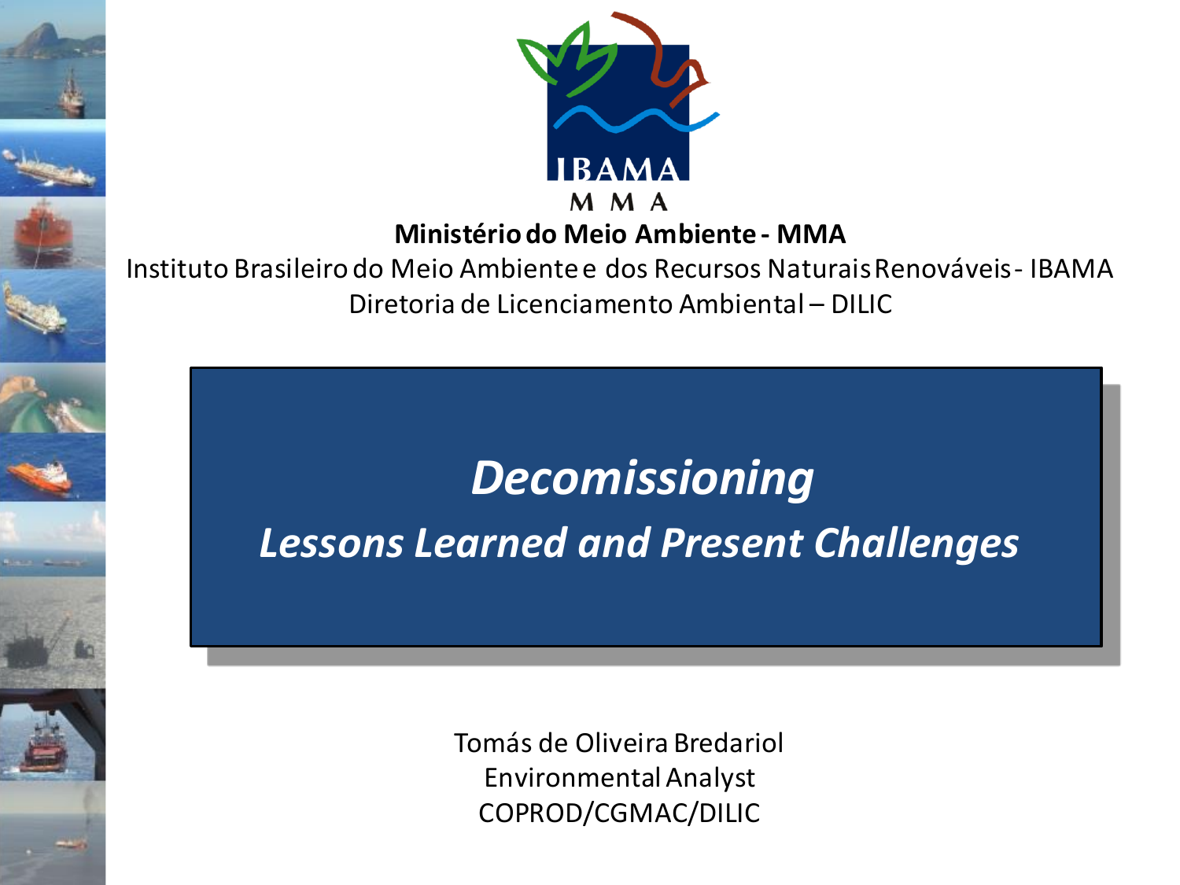IBAMA

MMA

**Ministério do Meio Ambiente - MMA**

Instituto Brasileiro do Meio Ambiente e dos Recursos Naturais Renováveis - IBAMA

Diretoria de Licenciamento Ambiental – DILIC

# *Decomissioning*

## *Lessons Learned and Present Challenges*

Tomás de Oliveira Bredariol

Environmental Analyst

COPROD/CGMAC/DILIC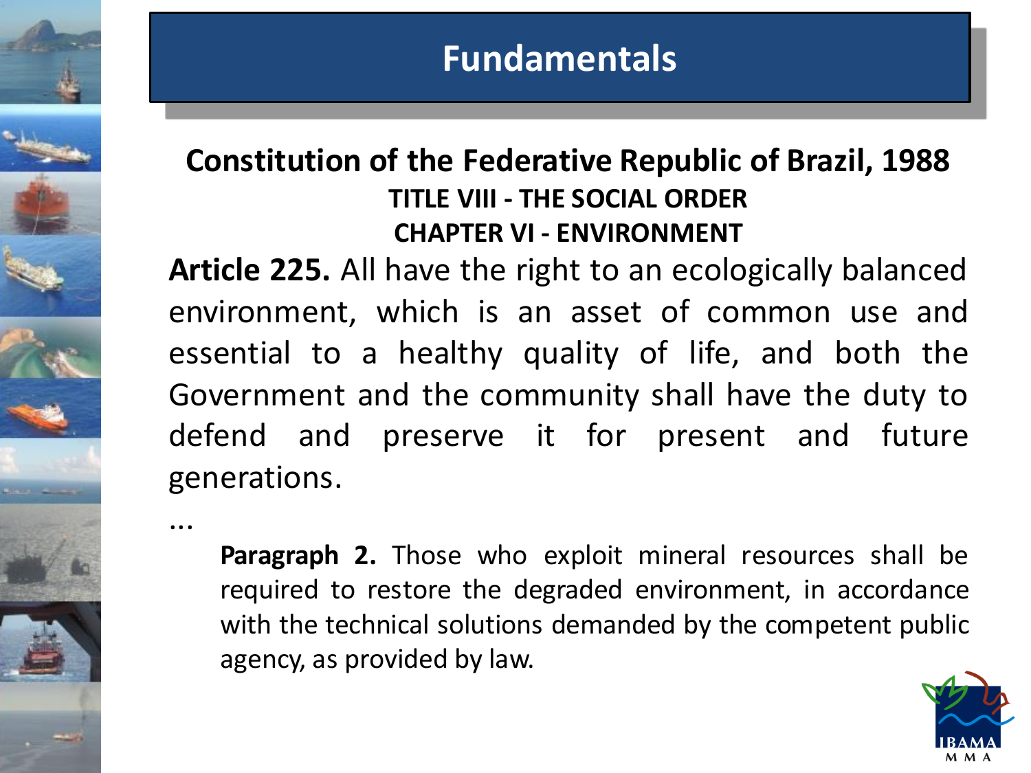# Fundamentals

## Constitution of the Federative Republic of Brazil, 1988

### TITLE VIII - THE SOCIAL ORDER

### CHAPTER VI - ENVIRONMENT

**Article 225.** All have the right to an ecologically balanced environment, which is an asset of common use and essential to a healthy quality of life, and both the Government and the community shall have the duty to defend and preserve it for present and future generations.

...

> **Paragraph 2.** Those who exploit mineral resources shall be required to restore the degraded environment, in accordance with the technical solutions demanded by the competent public agency, as provided by law.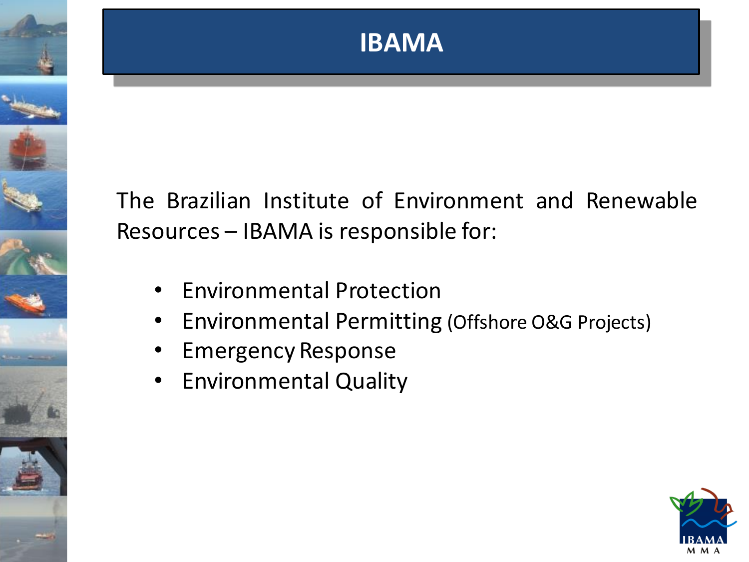# IBAMA

The Brazilian Institute of Environment and Renewable Resources – IBAMA is responsible for:

- Environmental Protection
- Environmental Permitting (Offshore O&G Projects)
- Emergency Response
- Environmental Quality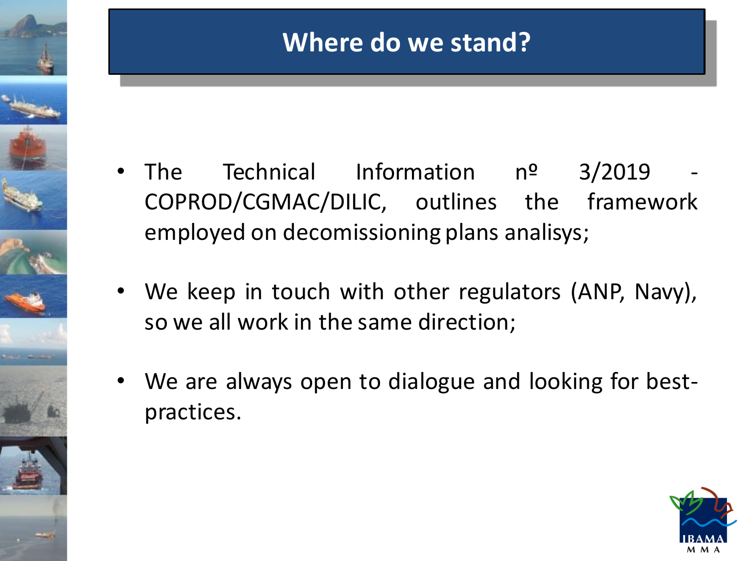# Where do we stand?

- The Technical Information nº 3/2019 - COPROD/CGMAC/DILIC, outlines the framework employed on decomissioning plans analisys;
- We keep in touch with other regulators (ANP, Navy), so we all work in the same direction;
- We are always open to dialogue and looking for best-practices.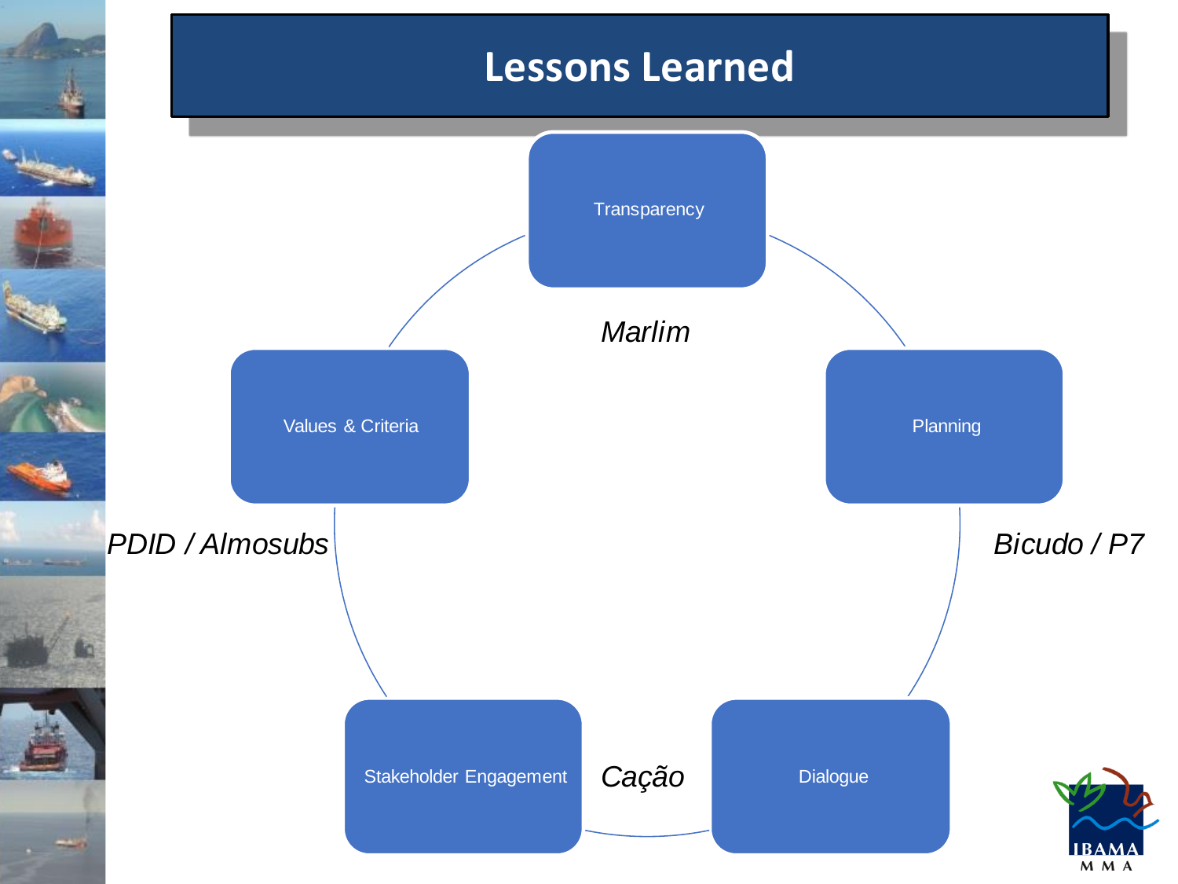# Lessons Learned

- Transparency
- Planning
- Dialogue
- Stakeholder Engagement
- Values & Criteria

*Marlim*

*Bicudo / P7*

*Cação*

*PDID / Almosubs*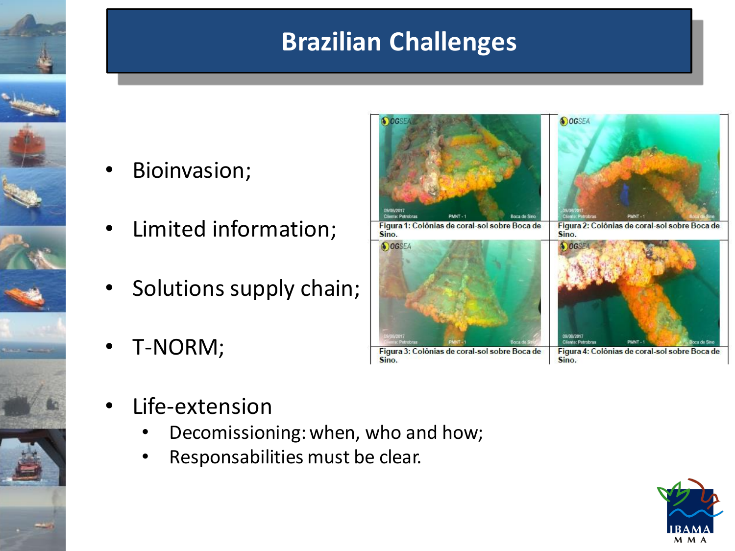# Brazilian Challenges

- Bioinvasion;
- Limited information;
- Solutions supply chain;
- T-NORM;
- Life-extension
  - Decomissioning: when, who and how;
  - Responsabilities must be clear.

Figura 1: Colônias de coral-sol sobre Boca de Sino.

Figura 2: Colônias de coral-sol sobre Boca de Sino.

Figura 3: Colônias de coral-sol sobre Boca de Sino.

Figura 4: Colônias de coral-sol sobre Boca de Sino.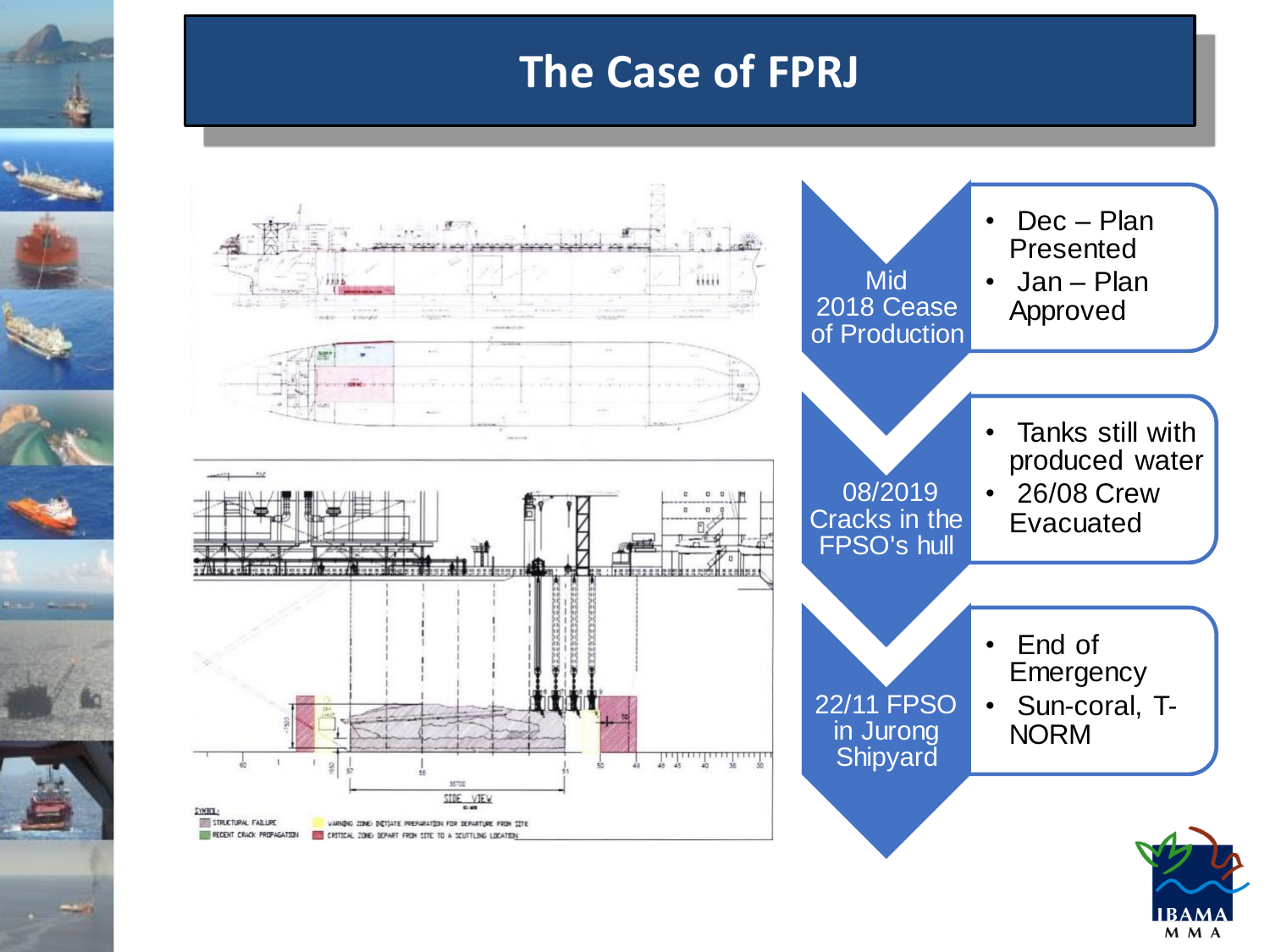# The Case of FPRJ

**Mid 2018 Cease of Production**

- Dec – Plan Presented
- Jan – Plan Approved

**08/2019 Cracks in the FPSO's hull**

- Tanks still with produced water
- 26/08 Crew Evacuated

**22/11 FPSO in Jurong Shipyard**

- End of Emergency
- Sun-coral, T-NORM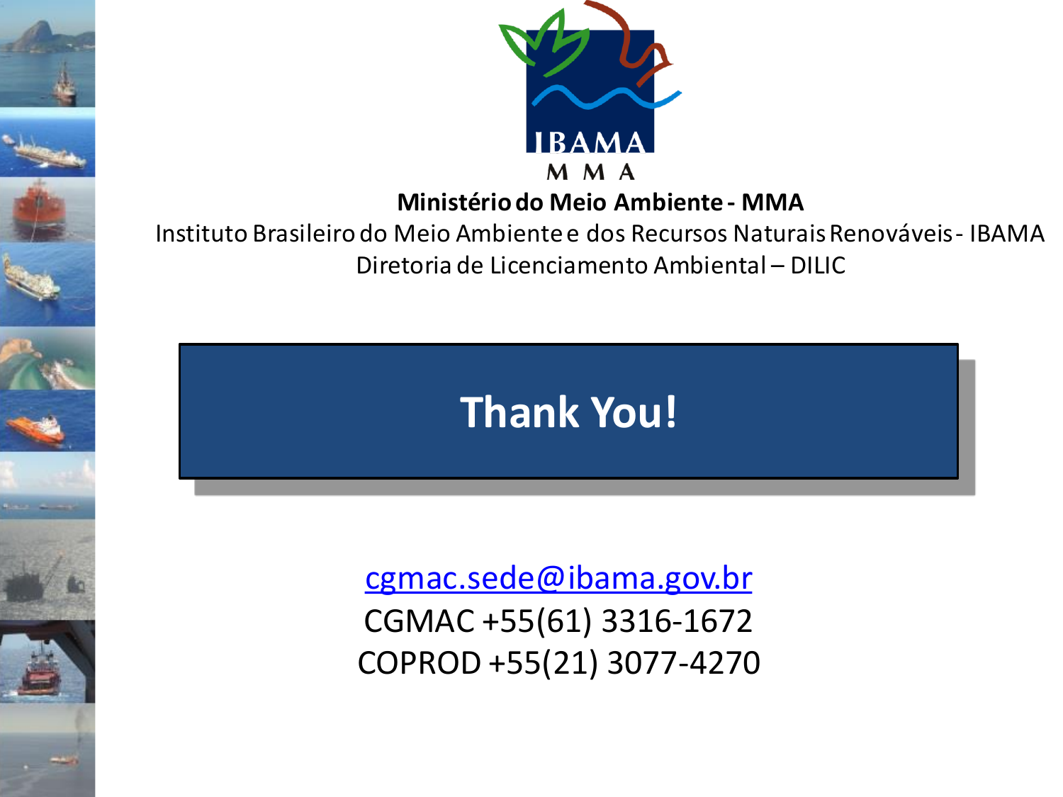IBAMA
M M A

**Ministério do Meio Ambiente - MMA**

Instituto Brasileiro do Meio Ambiente e dos Recursos Naturais Renováveis - IBAMA

Diretoria de Licenciamento Ambiental – DILIC

# Thank You!

cgmac.sede@ibama.gov.br

CGMAC +55(61) 3316-1672

COPROD +55(21) 3077-4270